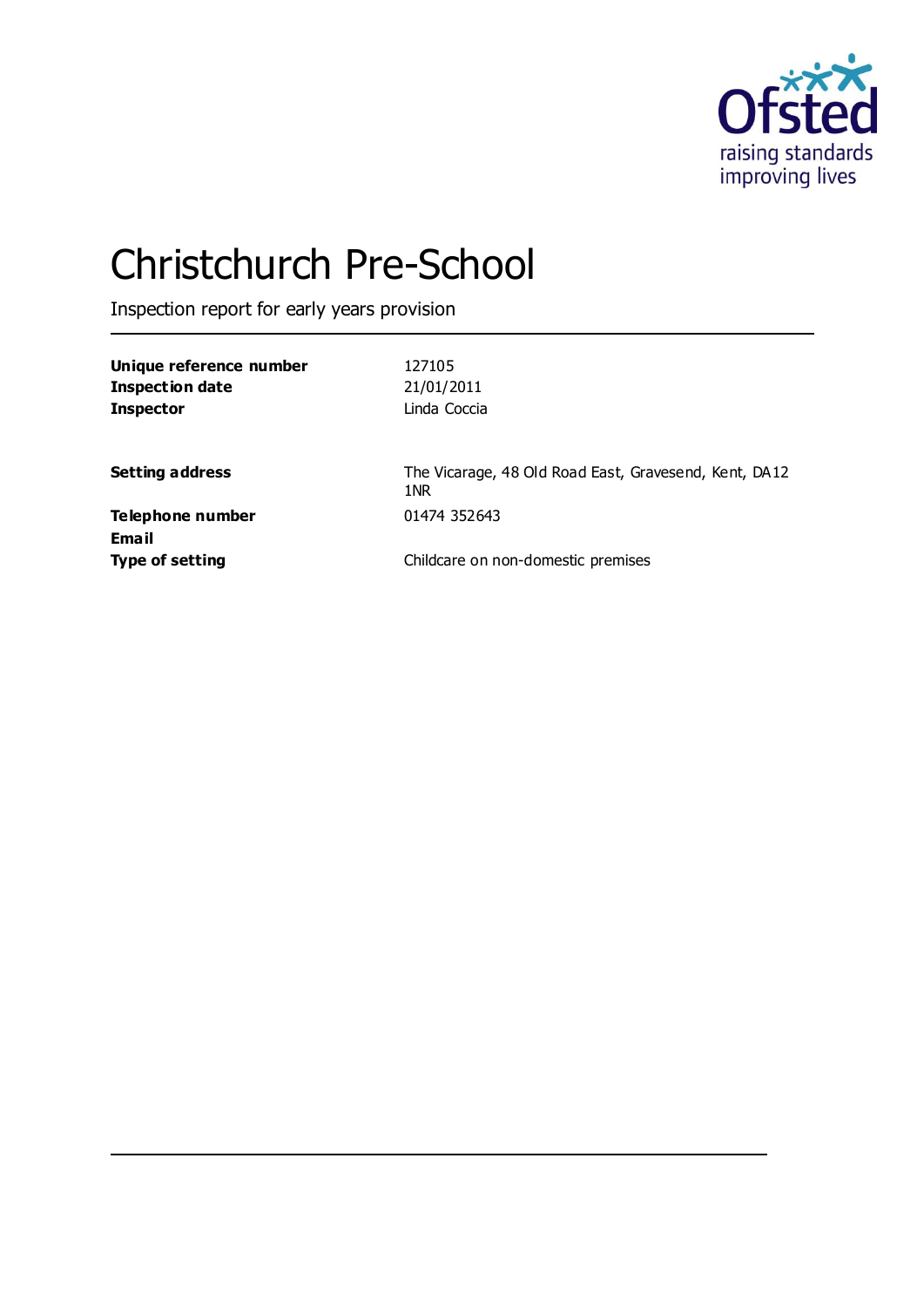Ofsted
raising standards
improving lives

# Christchurch Pre-School

Inspection report for early years provision

| | |
|---|---|
| **Unique reference number** | 127105 |
| **Inspection date** | 21/01/2011 |
| **Inspector** | Linda Coccia |
| | |
| **Setting address** | The Vicarage, 48 Old Road East, Gravesend, Kent, DA12 1NR |
| **Telephone number** | 01474 352643 |
| **Email** | |
| **Type of setting** | Childcare on non-domestic premises |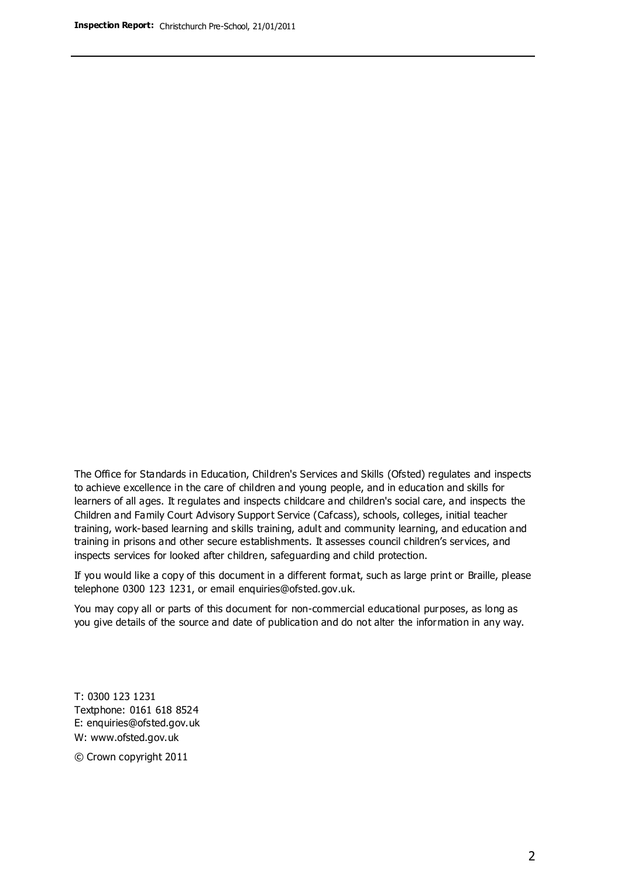The Office for Standards in Education, Children's Services and Skills (Ofsted) regulates and inspects to achieve excellence in the care of children and young people, and in education and skills for learners of all ages. It regulates and inspects childcare and children's social care, and inspects the Children and Family Court Advisory Support Service (Cafcass), schools, colleges, initial teacher training, work-based learning and skills training, adult and community learning, and education and training in prisons and other secure establishments. It assesses council children's services, and inspects services for looked after children, safeguarding and child protection.

If you would like a copy of this document in a different format, such as large print or Braille, please telephone 0300 123 1231, or email enquiries@ofsted.gov.uk.

You may copy all or parts of this document for non-commercial educational purposes, as long as you give details of the source and date of publication and do not alter the information in any way.

T: 0300 123 1231
Textphone: 0161 618 8524
E: enquiries@ofsted.gov.uk
W: www.ofsted.gov.uk

© Crown copyright 2011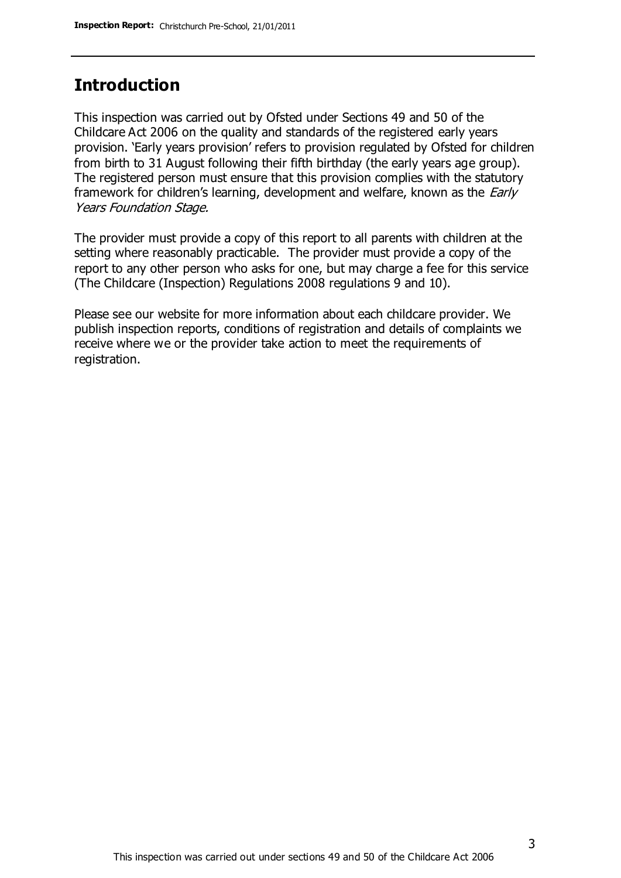## Introduction

This inspection was carried out by Ofsted under Sections 49 and 50 of the Childcare Act 2006 on the quality and standards of the registered early years provision. 'Early years provision' refers to provision regulated by Ofsted for children from birth to 31 August following their fifth birthday (the early years age group). The registered person must ensure that this provision complies with the statutory framework for children's learning, development and welfare, known as the *Early Years Foundation Stage.*

The provider must provide a copy of this report to all parents with children at the setting where reasonably practicable. The provider must provide a copy of the report to any other person who asks for one, but may charge a fee for this service (The Childcare (Inspection) Regulations 2008 regulations 9 and 10).

Please see our website for more information about each childcare provider. We publish inspection reports, conditions of registration and details of complaints we receive where we or the provider take action to meet the requirements of registration.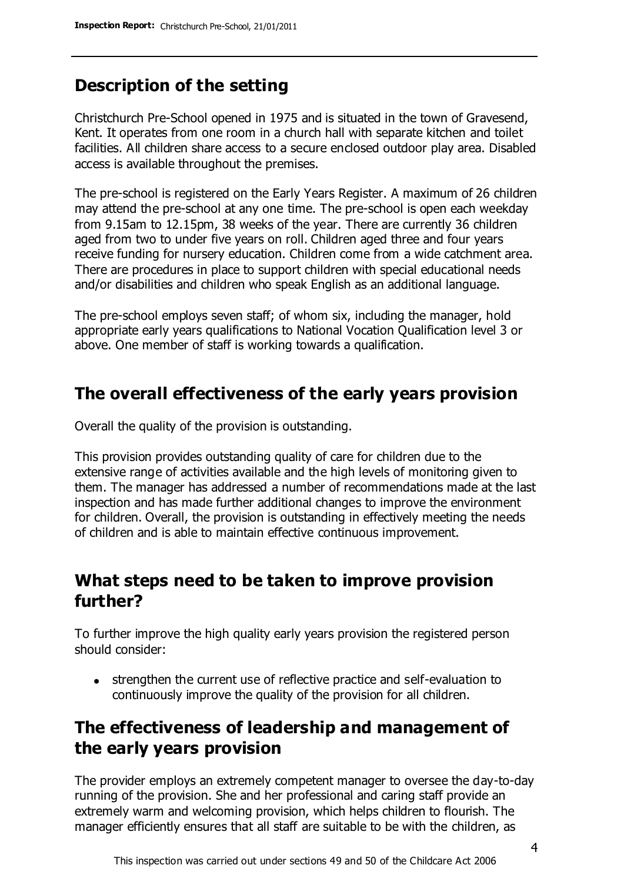## Description of the setting

Christchurch Pre-School opened in 1975 and is situated in the town of Gravesend, Kent. It operates from one room in a church hall with separate kitchen and toilet facilities. All children share access to a secure enclosed outdoor play area. Disabled access is available throughout the premises.

The pre-school is registered on the Early Years Register. A maximum of 26 children may attend the pre-school at any one time. The pre-school is open each weekday from 9.15am to 12.15pm, 38 weeks of the year. There are currently 36 children aged from two to under five years on roll. Children aged three and four years receive funding for nursery education. Children come from a wide catchment area. There are procedures in place to support children with special educational needs and/or disabilities and children who speak English as an additional language.

The pre-school employs seven staff; of whom six, including the manager, hold appropriate early years qualifications to National Vocation Qualification level 3 or above. One member of staff is working towards a qualification.

## The overall effectiveness of the early years provision

Overall the quality of the provision is outstanding.

This provision provides outstanding quality of care for children due to the extensive range of activities available and the high levels of monitoring given to them. The manager has addressed a number of recommendations made at the last inspection and has made further additional changes to improve the environment for children. Overall, the provision is outstanding in effectively meeting the needs of children and is able to maintain effective continuous improvement.

## What steps need to be taken to improve provision further?

To further improve the high quality early years provision the registered person should consider:

- strengthen the current use of reflective practice and self-evaluation to continuously improve the quality of the provision for all children.

## The effectiveness of leadership and management of the early years provision

The provider employs an extremely competent manager to oversee the day-to-day running of the provision. She and her professional and caring staff provide an extremely warm and welcoming provision, which helps children to flourish. The manager efficiently ensures that all staff are suitable to be with the children, as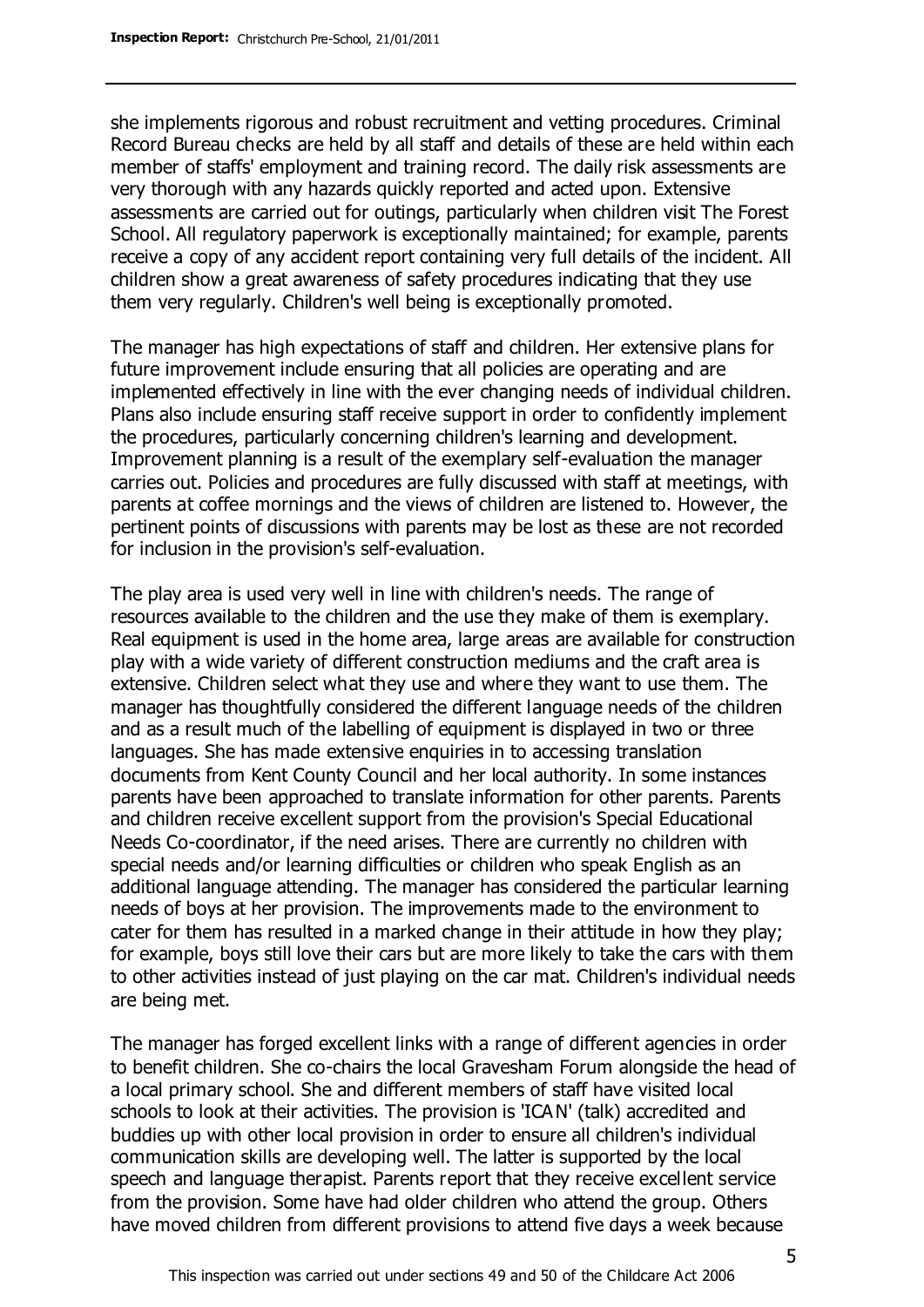she implements rigorous and robust recruitment and vetting procedures. Criminal Record Bureau checks are held by all staff and details of these are held within each member of staffs' employment and training record. The daily risk assessments are very thorough with any hazards quickly reported and acted upon. Extensive assessments are carried out for outings, particularly when children visit The Forest School. All regulatory paperwork is exceptionally maintained; for example, parents receive a copy of any accident report containing very full details of the incident. All children show a great awareness of safety procedures indicating that they use them very regularly. Children's well being is exceptionally promoted.

The manager has high expectations of staff and children. Her extensive plans for future improvement include ensuring that all policies are operating and are implemented effectively in line with the ever changing needs of individual children. Plans also include ensuring staff receive support in order to confidently implement the procedures, particularly concerning children's learning and development. Improvement planning is a result of the exemplary self-evaluation the manager carries out. Policies and procedures are fully discussed with staff at meetings, with parents at coffee mornings and the views of children are listened to. However, the pertinent points of discussions with parents may be lost as these are not recorded for inclusion in the provision's self-evaluation.

The play area is used very well in line with children's needs. The range of resources available to the children and the use they make of them is exemplary. Real equipment is used in the home area, large areas are available for construction play with a wide variety of different construction mediums and the craft area is extensive. Children select what they use and where they want to use them. The manager has thoughtfully considered the different language needs of the children and as a result much of the labelling of equipment is displayed in two or three languages. She has made extensive enquiries in to accessing translation documents from Kent County Council and her local authority. In some instances parents have been approached to translate information for other parents. Parents and children receive excellent support from the provision's Special Educational Needs Co-coordinator, if the need arises. There are currently no children with special needs and/or learning difficulties or children who speak English as an additional language attending. The manager has considered the particular learning needs of boys at her provision. The improvements made to the environment to cater for them has resulted in a marked change in their attitude in how they play; for example, boys still love their cars but are more likely to take the cars with them to other activities instead of just playing on the car mat. Children's individual needs are being met.

The manager has forged excellent links with a range of different agencies in order to benefit children. She co-chairs the local Gravesham Forum alongside the head of a local primary school. She and different members of staff have visited local schools to look at their activities. The provision is 'ICAN' (talk) accredited and buddies up with other local provision in order to ensure all children's individual communication skills are developing well. The latter is supported by the local speech and language therapist. Parents report that they receive excellent service from the provision. Some have had older children who attend the group. Others have moved children from different provisions to attend five days a week because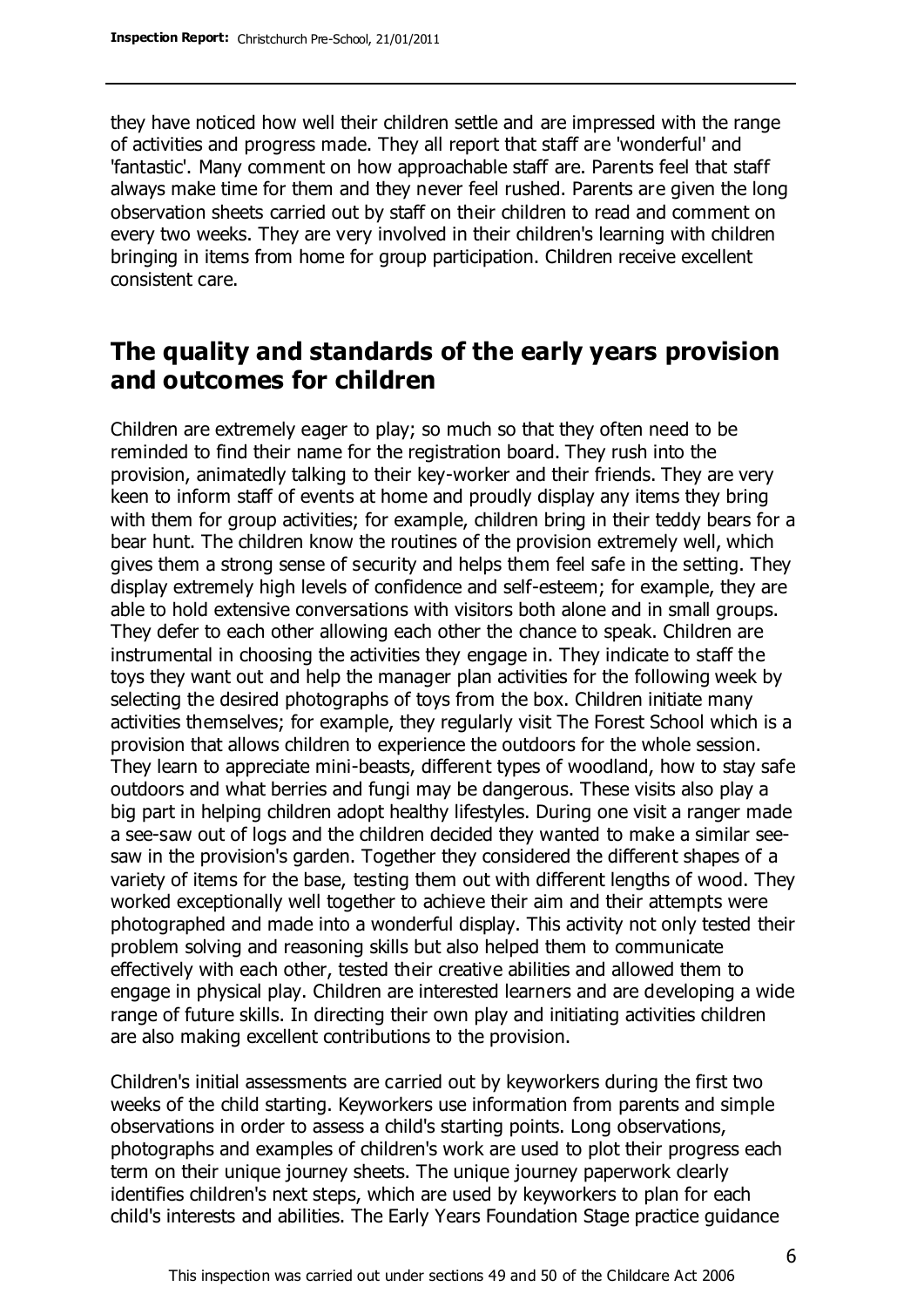they have noticed how well their children settle and are impressed with the range of activities and progress made. They all report that staff are 'wonderful' and 'fantastic'. Many comment on how approachable staff are. Parents feel that staff always make time for them and they never feel rushed. Parents are given the long observation sheets carried out by staff on their children to read and comment on every two weeks. They are very involved in their children's learning with children bringing in items from home for group participation. Children receive excellent consistent care.

## The quality and standards of the early years provision and outcomes for children

Children are extremely eager to play; so much so that they often need to be reminded to find their name for the registration board. They rush into the provision, animatedly talking to their key-worker and their friends. They are very keen to inform staff of events at home and proudly display any items they bring with them for group activities; for example, children bring in their teddy bears for a bear hunt. The children know the routines of the provision extremely well, which gives them a strong sense of security and helps them feel safe in the setting. They display extremely high levels of confidence and self-esteem; for example, they are able to hold extensive conversations with visitors both alone and in small groups. They defer to each other allowing each other the chance to speak. Children are instrumental in choosing the activities they engage in. They indicate to staff the toys they want out and help the manager plan activities for the following week by selecting the desired photographs of toys from the box. Children initiate many activities themselves; for example, they regularly visit The Forest School which is a provision that allows children to experience the outdoors for the whole session. They learn to appreciate mini-beasts, different types of woodland, how to stay safe outdoors and what berries and fungi may be dangerous. These visits also play a big part in helping children adopt healthy lifestyles. During one visit a ranger made a see-saw out of logs and the children decided they wanted to make a similar see-saw in the provision's garden. Together they considered the different shapes of a variety of items for the base, testing them out with different lengths of wood. They worked exceptionally well together to achieve their aim and their attempts were photographed and made into a wonderful display. This activity not only tested their problem solving and reasoning skills but also helped them to communicate effectively with each other, tested their creative abilities and allowed them to engage in physical play. Children are interested learners and are developing a wide range of future skills. In directing their own play and initiating activities children are also making excellent contributions to the provision.

Children's initial assessments are carried out by keyworkers during the first two weeks of the child starting. Keyworkers use information from parents and simple observations in order to assess a child's starting points. Long observations, photographs and examples of children's work are used to plot their progress each term on their unique journey sheets. The unique journey paperwork clearly identifies children's next steps, which are used by keyworkers to plan for each child's interests and abilities. The Early Years Foundation Stage practice guidance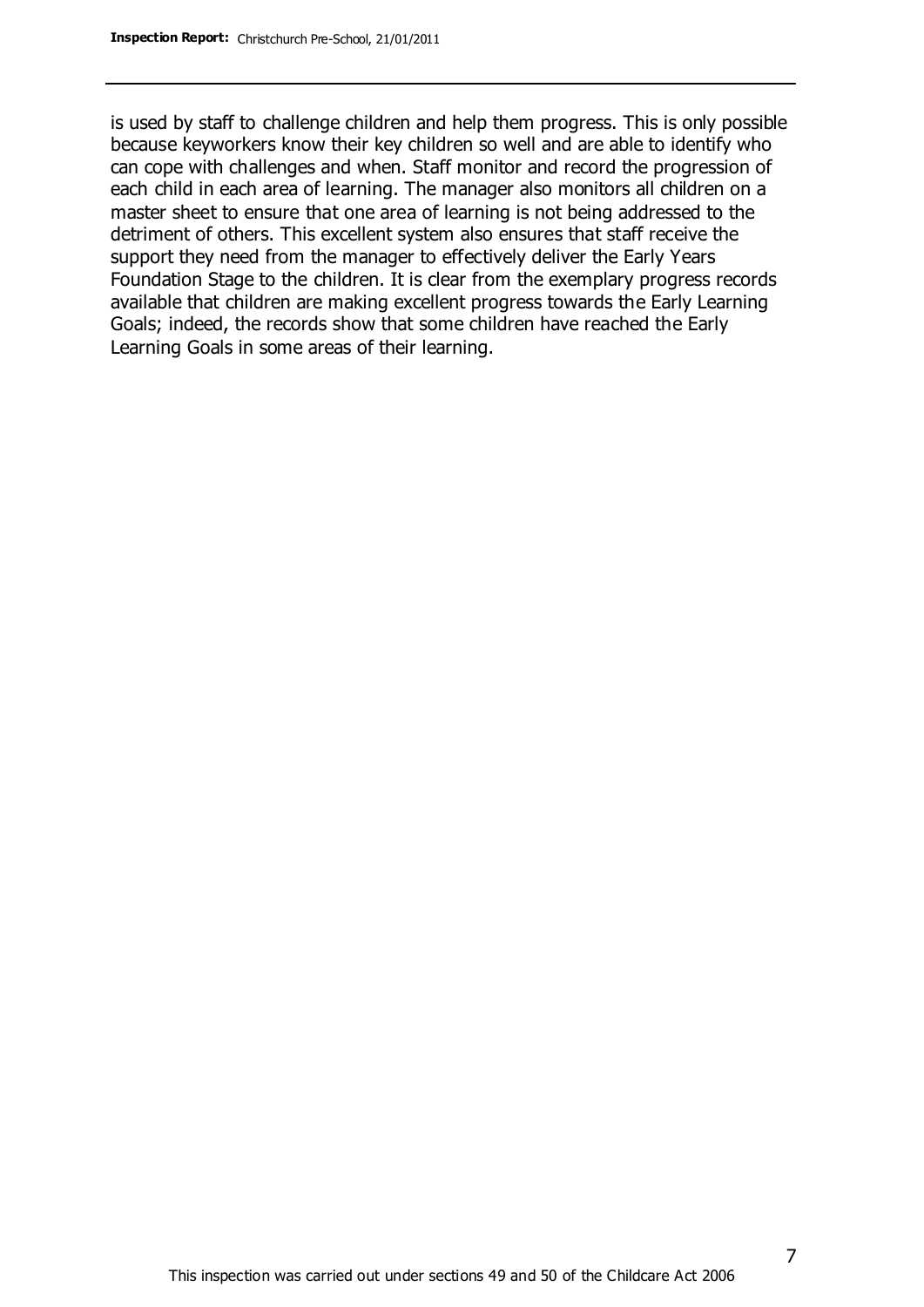is used by staff to challenge children and help them progress. This is only possible because keyworkers know their key children so well and are able to identify who can cope with challenges and when. Staff monitor and record the progression of each child in each area of learning. The manager also monitors all children on a master sheet to ensure that one area of learning is not being addressed to the detriment of others. This excellent system also ensures that staff receive the support they need from the manager to effectively deliver the Early Years Foundation Stage to the children. It is clear from the exemplary progress records available that children are making excellent progress towards the Early Learning Goals; indeed, the records show that some children have reached the Early Learning Goals in some areas of their learning.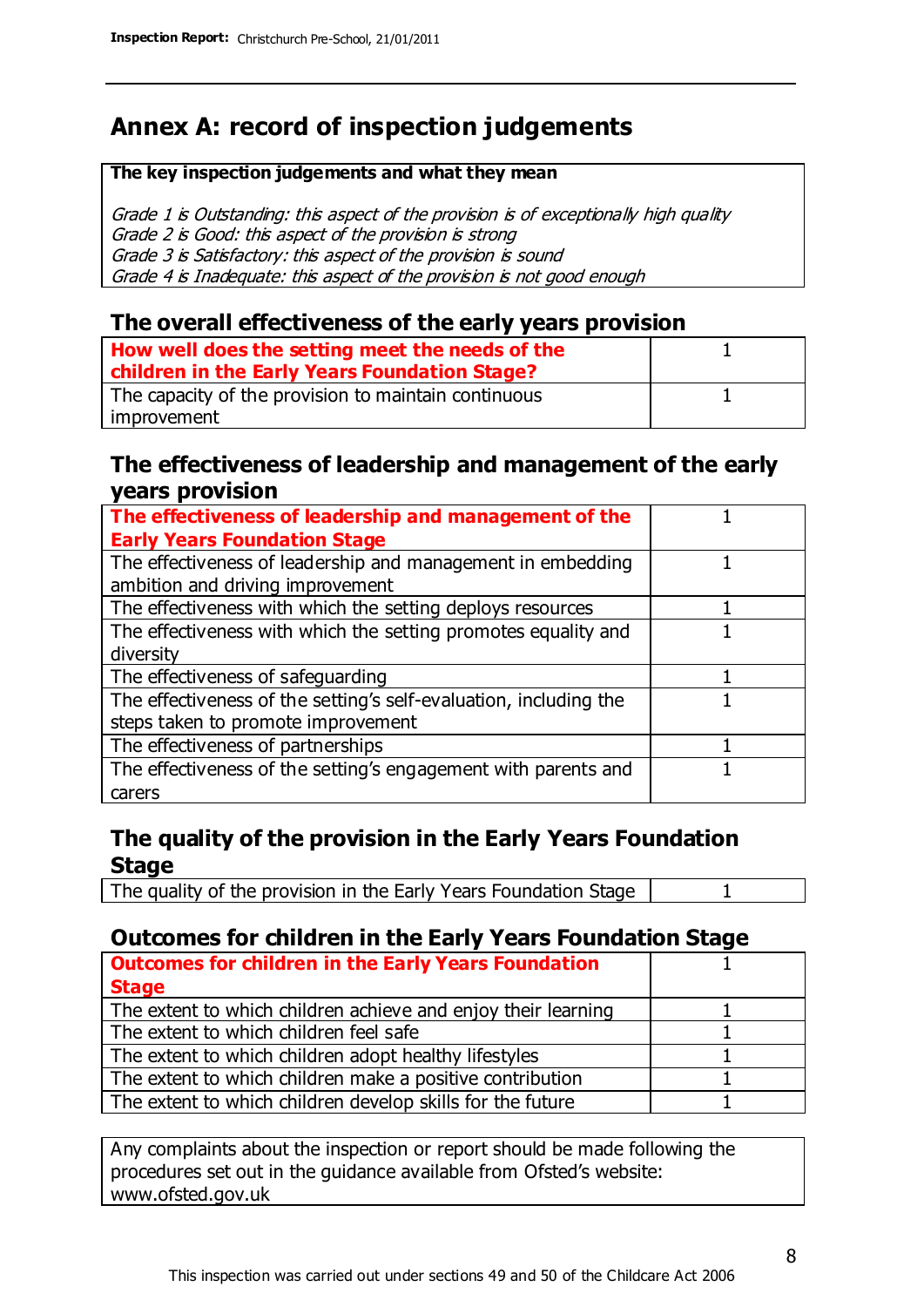# Annex A: record of inspection judgements

**The key inspection judgements and what they mean**

*Grade 1 is Outstanding: this aspect of the provision is of exceptionally high quality*
*Grade 2 is Good: this aspect of the provision is strong*
*Grade 3 is Satisfactory: this aspect of the provision is sound*
*Grade 4 is Inadequate: this aspect of the provision is not good enough*

## The overall effectiveness of the early years provision

| | |
|---|---|
| **How well does the setting meet the needs of the children in the Early Years Foundation Stage?** | 1 |
| The capacity of the provision to maintain continuous improvement | 1 |

## The effectiveness of leadership and management of the early years provision

| | |
|---|---|
| **The effectiveness of leadership and management of the Early Years Foundation Stage** | 1 |
| The effectiveness of leadership and management in embedding ambition and driving improvement | 1 |
| The effectiveness with which the setting deploys resources | 1 |
| The effectiveness with which the setting promotes equality and diversity | 1 |
| The effectiveness of safeguarding | 1 |
| The effectiveness of the setting's self-evaluation, including the steps taken to promote improvement | 1 |
| The effectiveness of partnerships | 1 |
| The effectiveness of the setting's engagement with parents and carers | 1 |

## The quality of the provision in the Early Years Foundation Stage

| | |
|---|---|
| The quality of the provision in the Early Years Foundation Stage | 1 |

## Outcomes for children in the Early Years Foundation Stage

| | |
|---|---|
| **Outcomes for children in the Early Years Foundation Stage** | 1 |
| The extent to which children achieve and enjoy their learning | 1 |
| The extent to which children feel safe | 1 |
| The extent to which children adopt healthy lifestyles | 1 |
| The extent to which children make a positive contribution | 1 |
| The extent to which children develop skills for the future | 1 |

Any complaints about the inspection or report should be made following the procedures set out in the guidance available from Ofsted's website: www.ofsted.gov.uk

This inspection was carried out under sections 49 and 50 of the Childcare Act 2006